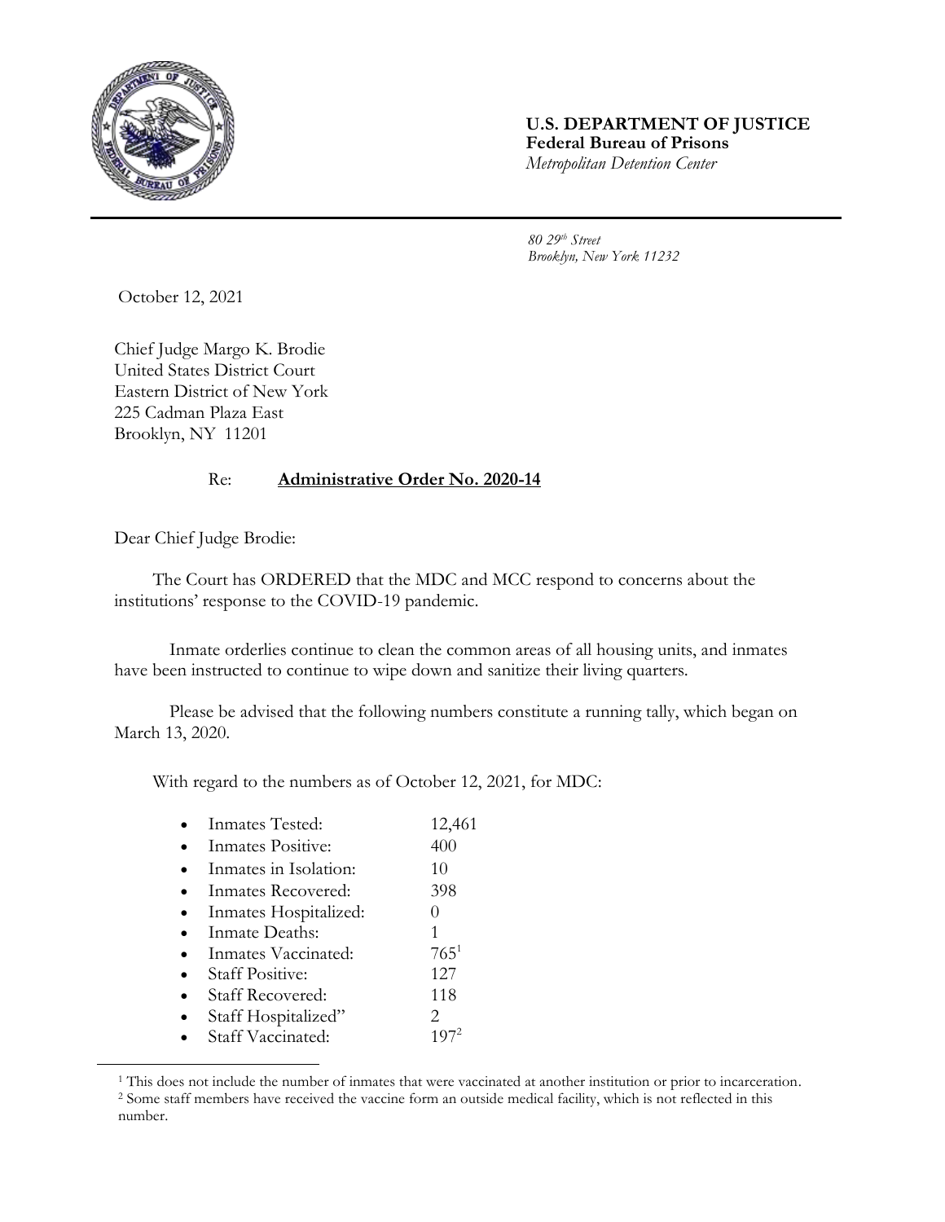**U.S. DEPARTMENT OF JUSTICE**
**Federal Bureau of Prisons**
*Metropolitan Detention Center*

*80 29th Street*
*Brooklyn, New York 11232*

October 12, 2021

Chief Judge Margo K. Brodie
United States District Court
Eastern District of New York
225 Cadman Plaza East
Brooklyn, NY 11201

Re: **Administrative Order No. 2020-14**

Dear Chief Judge Brodie:

The Court has ORDERED that the MDC and MCC respond to concerns about the institutions' response to the COVID-19 pandemic.

Inmate orderlies continue to clean the common areas of all housing units, and inmates have been instructed to continue to wipe down and sanitize their living quarters.

Please be advised that the following numbers constitute a running tally, which began on March 13, 2020.

With regard to the numbers as of October 12, 2021, for MDC:

- Inmates Tested: 12,461
- Inmates Positive: 400
- Inmates in Isolation: 10
- Inmates Recovered: 398
- Inmates Hospitalized: 0
- Inmate Deaths: 1
- Inmates Vaccinated: 765[1]
- Staff Positive: 127
- Staff Recovered: 118
- Staff Hospitalized" 2
- Staff Vaccinated: 197[2]

---

[1] This does not include the number of inmates that were vaccinated at another institution or prior to incarceration.
[2] Some staff members have received the vaccine form an outside medical facility, which is not reflected in this number.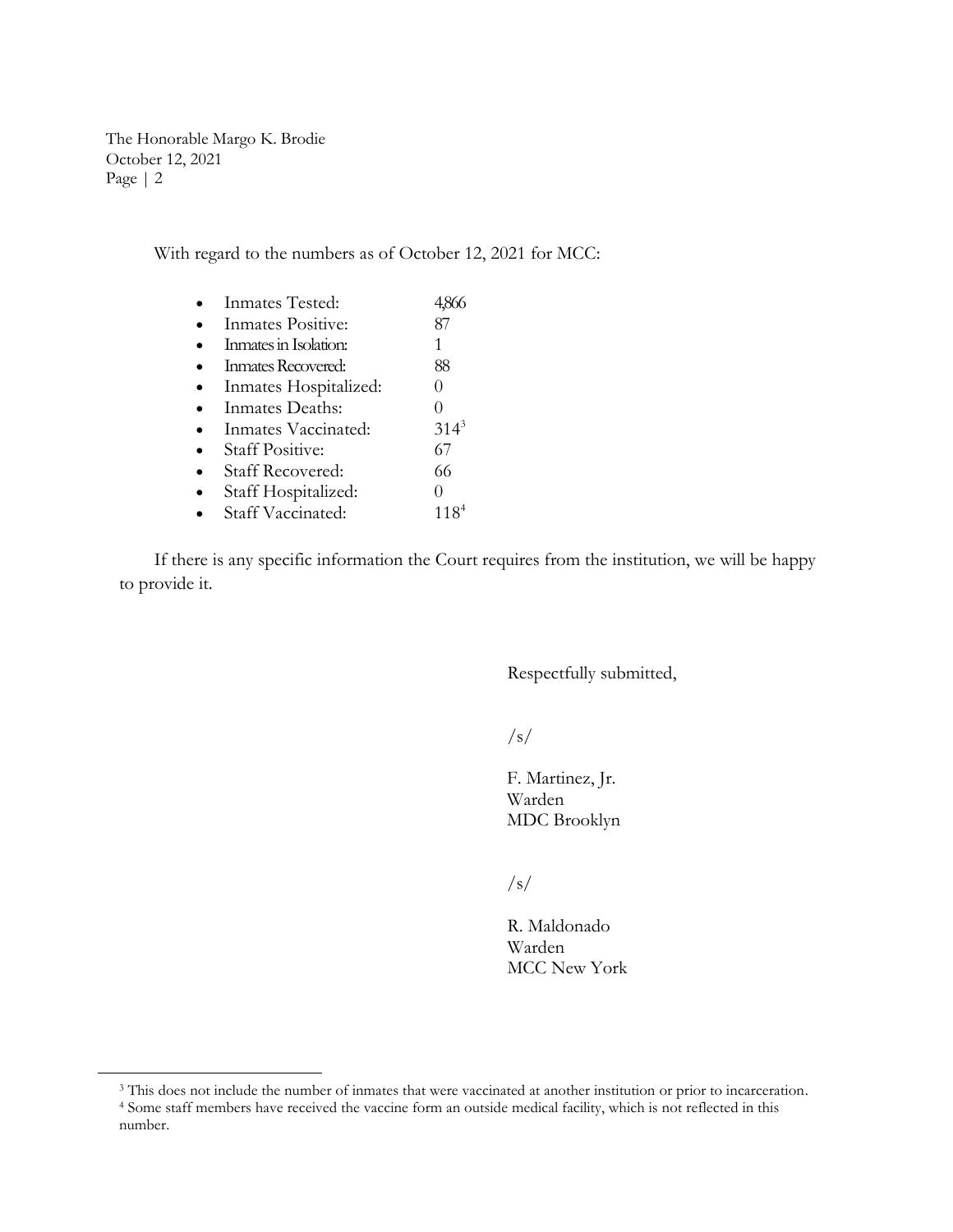The Honorable Margo K. Brodie
October 12, 2021

With regard to the numbers as of October 12, 2021 for MCC:

- Inmates Tested: 4,866
- Inmates Positive: 87
- Inmates in Isolation: 1
- Inmates Recovered: 88
- Inmates Hospitalized: 0
- Inmates Deaths: 0
- Inmates Vaccinated: 314[3]
- Staff Positive: 67
- Staff Recovered: 66
- Staff Hospitalized: 0
- Staff Vaccinated: 118[4]

If there is any specific information the Court requires from the institution, we will be happy to provide it.

Respectfully submitted,

/s/

F. Martinez, Jr.
Warden
MDC Brooklyn

/s/

R. Maldonado
Warden
MCC New York

---

[3] This does not include the number of inmates that were vaccinated at another institution or prior to incarceration.

[4] Some staff members have received the vaccine form an outside medical facility, which is not reflected in this number.